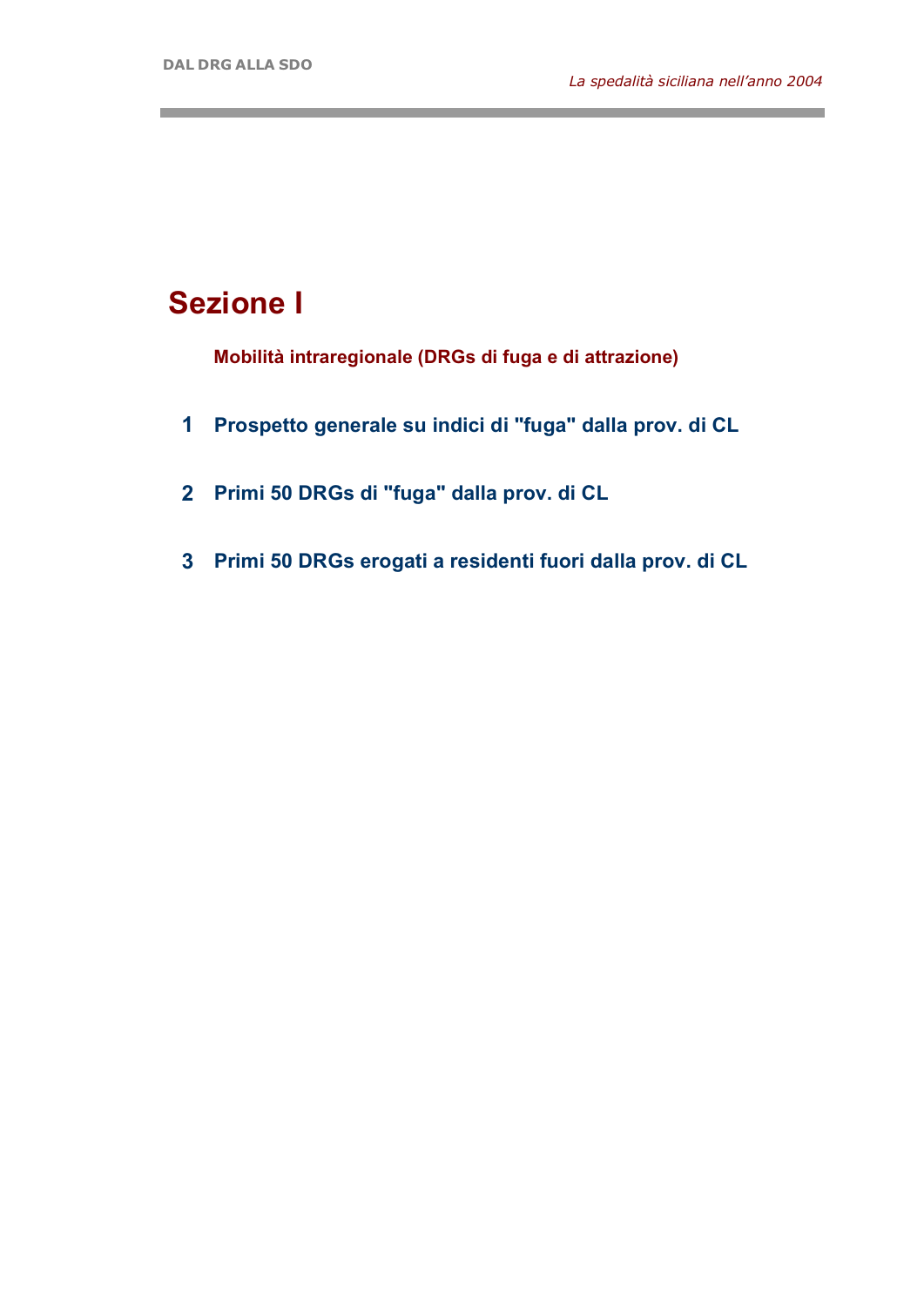# Sezione I

**Mobilità intraregionale (DRGs di fuga e di attrazione)**

1. **Prospetto generale su indici di "fuga" dalla prov. di CL**

2. **Primi 50 DRGs di "fuga" dalla prov. di CL**

3. **Primi 50 DRGs erogati a residenti fuori dalla prov. di CL**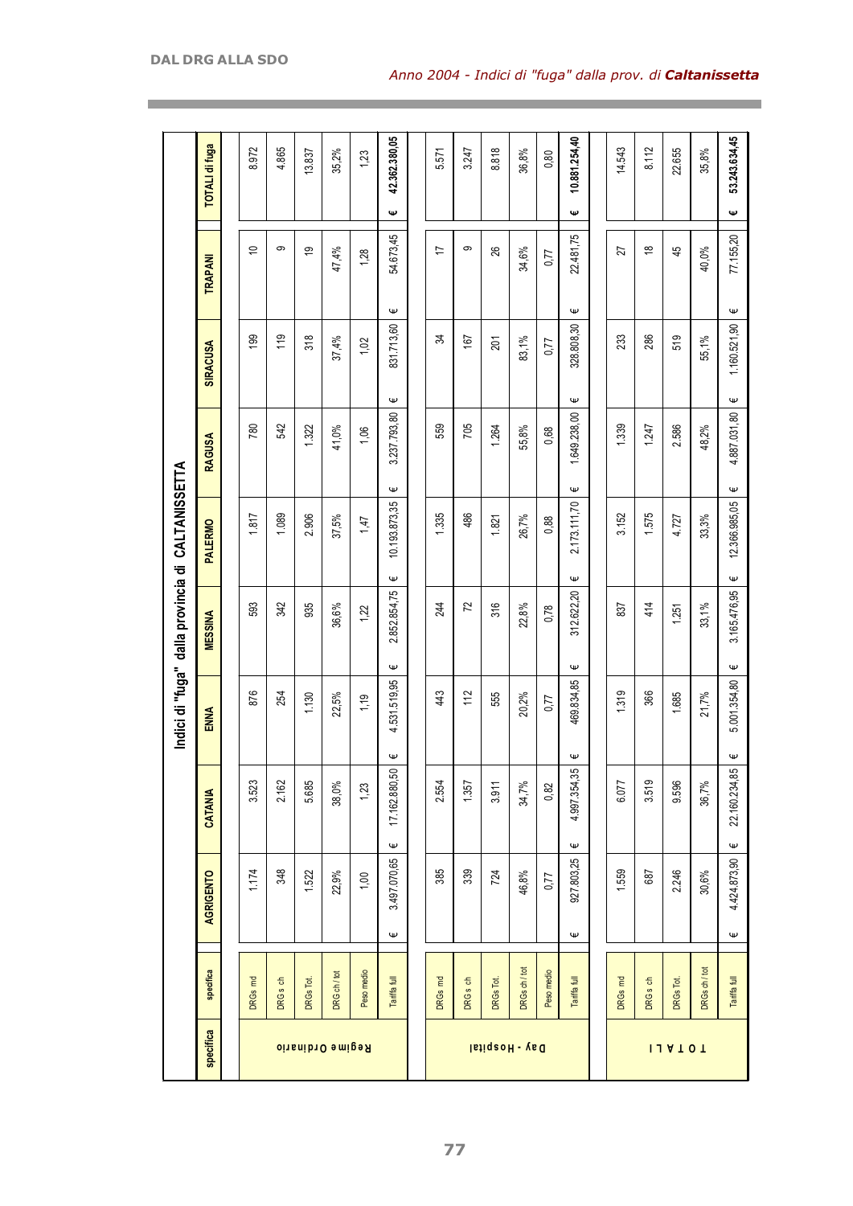*Anno 2004 - Indici di "fuga" dalla prov. di **Caltanissetta***

## Indici di "fuga" dalla provincia di CALTANISSETTA

| specifica | specifica | AGRIGENTO | CATANIA | ENNA | MESSINA | PALERMO | RAGUSA | SIRACUSA | TRAPANI | TOTALI di fuga |
|---|---|---|---|---|---|---|---|---|---|---|
| Regime Ordinario | DRGs md | 1.174 | 3.523 | 876 | 593 | 1.817 | 780 | 199 | 10 | 8.972 |
| | DRGs ch | 348 | 2.162 | 254 | 342 | 1.089 | 542 | 119 | 9 | 4.865 |
| | DRGs Tot. | 1.522 | 5.685 | 1.130 | 935 | 2.906 | 1.322 | 318 | 19 | 13.837 |
| | DRG ch / tot | 22,9% | 38,0% | 22,5% | 36,6% | 37,5% | 41,0% | 37,4% | 47,4% | 35,2% |
| | Peso medio | 1,00 | 1,23 | 1,19 | 1,22 | 1,47 | 1,06 | 1,02 | 1,28 | 1,23 |
| | Tariffa full | € 3.497.070,65 | € 17.162.880,50 | € 4.531.519,95 | € 2.852.854,75 | € 10.193.873,35 | € 3.237.793,80 | € 831.713,60 | € 54.673,45 | € 42.362.380,05 |
| Day - Hospital | DRGs md | 385 | 2.554 | 443 | 244 | 1.335 | 559 | 34 | 17 | 5.571 |
| | DRGs ch | 339 | 1.357 | 112 | 72 | 486 | 705 | 167 | 9 | 3.247 |
| | DRGs Tot. | 724 | 3.911 | 555 | 316 | 1.821 | 1.264 | 201 | 26 | 8.818 |
| | DRGs ch / tot | 46,8% | 34,7% | 20,2% | 22,8% | 26,7% | 55,8% | 83,1% | 34,6% | 36,8% |
| | Peso medio | 0,77 | 0,82 | 0,77 | 0,78 | 0,88 | 0,68 | 0,77 | 0,77 | 0,80 |
| | Tariffa full | € 927.803,25 | € 4.997.354,35 | € 469.834,85 | € 312.622,20 | € 2.173.111,70 | € 1.649.238,00 | € 328.808,30 | € 22.481,75 | € 10.881.254,40 |
| TOTALI | DRGs md | 1.559 | 6.077 | 1.319 | 837 | 3.152 | 1.339 | 233 | 27 | 14.543 |
| | DRGs ch | 687 | 3.519 | 366 | 414 | 1.575 | 1.247 | 286 | 18 | 8.112 |
| | DRGs Tot. | 2.246 | 9.596 | 1.685 | 1.251 | 4.727 | 2.586 | 519 | 45 | 22.655 |
| | DRGs ch / tot | 30,6% | 36,7% | 21,7% | 33,1% | 33,3% | 48,2% | 55,1% | 40,0% | 35,8% |
| | Tariffa full | € 4.424.873,90 | € 22.160.234,85 | € 5.001.354,80 | € 3.165.476,95 | € 12.366.985,05 | € 4.887.031,80 | € 1.160.521,90 | € 77.155,20 | € 53.243.634,45 |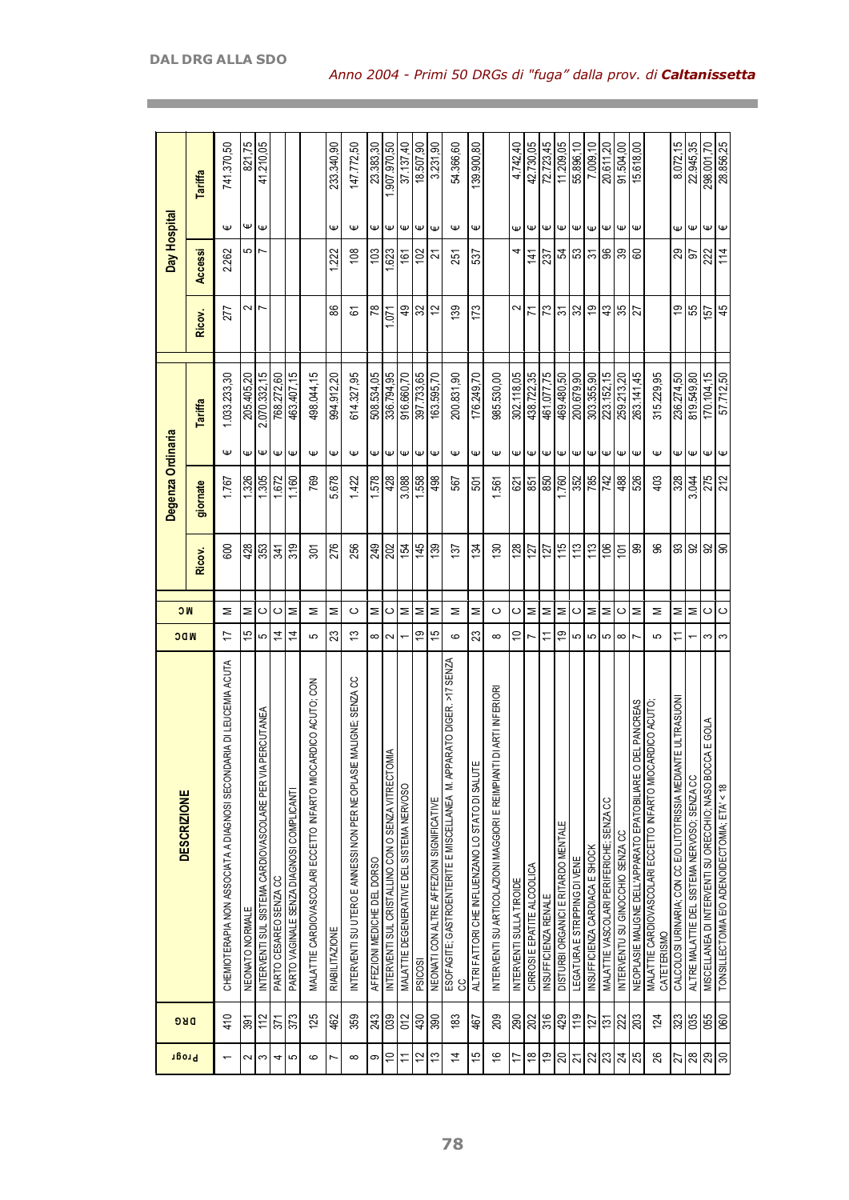*Anno 2004 - Primi 50 DRGs di "fuga" dalla prov. di **Caltanissetta***

| Progr | DRG | DESCRIZIONE | MDC | M C | Degenza Ordinaria | | | Day Hospital | | |
|---|---|---|---|---|---|---|---|---|---|---|
| | | | | | Ricov. | giornate | Tariffa | Ricov. | Accessi | Tariffa |
| 1 | 410 | CHEMIOTERAPIA NON ASSOCIATA A DIAGNOSI SECONDARIA DI LEUCEMIA ACUTA | 17 | M | 600 | 1.767 | € 1.033.233,30 | 277 | 2.262 | € 741.370,50 |
| 2 | 391 | NEONATO NORMALE | 15 | M | 428 | 1.326 | € 205.405,20 | 2 | 5 | € 821,75 |
| 3 | 112 | INTERVENTI SUL SISTEMA CARDIOVASCOLARE PER VIA PERCUTANEA | 5 | C | 353 | 1.305 | € 2.070.332,15 | 7 | 7 | € 41.210,05 |
| 4 | 371 | PARTO CESAREO SENZA CC | 14 | C | 341 | 1.672 | € 768.272,60 | | | |
| 5 | 373 | PARTO VAGINALE SENZA DIAGNOSI COMPLICANTI | 14 | M | 319 | 1.160 | € 463.407,15 | | | |
| 6 | 125 | MALATTIE CARDIOVASCOLARI ECCETTO INFARTO MIOCARDICO ACUTO; CON | 5 | M | 301 | 769 | € 498.044,15 | | | |
| 7 | 462 | RIABILITAZIONE | 23 | M | 276 | 5.678 | € 994.912,20 | 86 | 1.222 | € 233.340,90 |
| 8 | 359 | INTERVENTI SU UTERO E ANNESSI NON PER NEOPLASIE MALIGNE; SENZA CC | 13 | C | 256 | 1.422 | € 614.327,95 | 61 | 108 | € 147.772,50 |
| 9 | 243 | AFFEZIONI MEDICHE DEL DORSO | 8 | M | 249 | 1.578 | € 508.534,05 | 78 | 103 | € 23.383,30 |
| 10 | 039 | INTERVENTI SUL CRISTALLINO CON O SENZA VITRECTOMIA | 2 | C | 202 | 428 | € 336.794,95 | 1.071 | 1.623 | € 1.907.970,50 |
| 11 | 012 | MALATTIE DEGENERATIVE DEL SISTEMA NERVOSO | 1 | M | 154 | 3.088 | € 916.660,70 | 49 | 161 | € 37.137,40 |
| 12 | 430 | PSICOSI | 19 | M | 145 | 1.558 | € 397.733,65 | 32 | 102 | € 18.507,90 |
| 13 | 390 | NEONATI CON ALTRE AFFEZIONI SIGNIFICATIVE | 15 | M | 139 | 498 | € 163.595,70 | 12 | 21 | € 3.231,90 |
| 14 | 183 | ESOFAGITE; GASTROENTERITE E MISCELLANEA M. APPARATO DIGER. >17 SENZA CC | 6 | M | 137 | 567 | € 200.831,90 | 139 | 251 | € 54.366,60 |
| 15 | 467 | ALTRI FATTORI CHE INFLUENZANO LO STATO DI SALUTE | 23 | M | 134 | 501 | € 176.249,70 | 173 | 537 | € 139.900,80 |
| 16 | 209 | INTERVENTI SU ARTICOLAZIONI MAGGIORI E REIMPIANTI DI ARTI INFERIORI | 8 | C | 130 | 1.561 | € 985.530,00 | | | |
| 17 | 290 | INTERVENTI SULLA TIROIDE | 10 | C | 128 | 621 | € 302.118,05 | 2 | 4 | € 4.742,40 |
| 18 | 202 | CIRROSI E EPATITE ALCOOLICA | 7 | M | 127 | 851 | € 438.722,35 | 71 | 141 | € 42.730,05 |
| 19 | 316 | INSUFFICIENZA RENALE | 11 | M | 127 | 850 | € 461.077,75 | 73 | 237 | € 72.723,45 |
| 20 | 429 | DISTURBI ORGANICI E RITARDO MENTALE | 19 | M | 115 | 1.760 | € 469.480,50 | 31 | 54 | € 11.209,05 |
| 21 | 119 | LEGATURA E STRIPPING DI VENE | 5 | C | 113 | 352 | € 200.679,90 | 32 | 53 | € 55.896,10 |
| 22 | 127 | INSUFFICIENZA CARDIACA E SHOCK | 5 | M | 113 | 785 | € 303.355,90 | 19 | 31 | € 7.009,10 |
| 23 | 131 | MALATTIE VASCOLARI PERIFERICHE; SENZA CC | 5 | M | 106 | 742 | € 223.152,15 | 43 | 96 | € 20.611,20 |
| 24 | 222 | INTERVENTU SU GINOCCHIO SENZA CC | 8 | C | 101 | 488 | € 259.213,20 | 35 | 39 | € 91.504,00 |
| 25 | 203 | NEOPLASIE MALIGNE DELL'APPARATO EPATOBILIARE O DEL PANCREAS | 7 | M | 99 | 526 | € 263.141,45 | 27 | 60 | € 15.618,00 |
| 26 | 124 | MALATTIE CARDIOVASCOLARI ECCETTO INFARTO MIOCARDICO ACUTO; CATETERISMO | 5 | M | 96 | 403 | € 315.229,95 | | | |
| 27 | 323 | CALCOLOSI URINARIA; CON CC E/O LITOTRISSIA MEDIANTE ULTRASUONI | 11 | M | 93 | 328 | € 236.274,50 | 19 | 29 | € 8.072,15 |
| 28 | 035 | ALTRE MALATTIE DEL SISTEMA NERVOSO; SENZA CC | 1 | M | 92 | 3.044 | € 819.549,80 | 55 | 97 | € 22.945,35 |
| 29 | 055 | MISCELLANEA DI INTERVENTI SU ORECCHIO; NASO BOCCA E GOLA | 3 | C | 92 | 275 | € 170.104,15 | 157 | 222 | € 298.001,70 |
| 30 | 060 | TONSILLECTOMIA E/O ADENOIDECTOMIA; ETA' < 18 | 3 | C | 90 | 212 | € 57.712,50 | 45 | 114 | € 28.856,25 |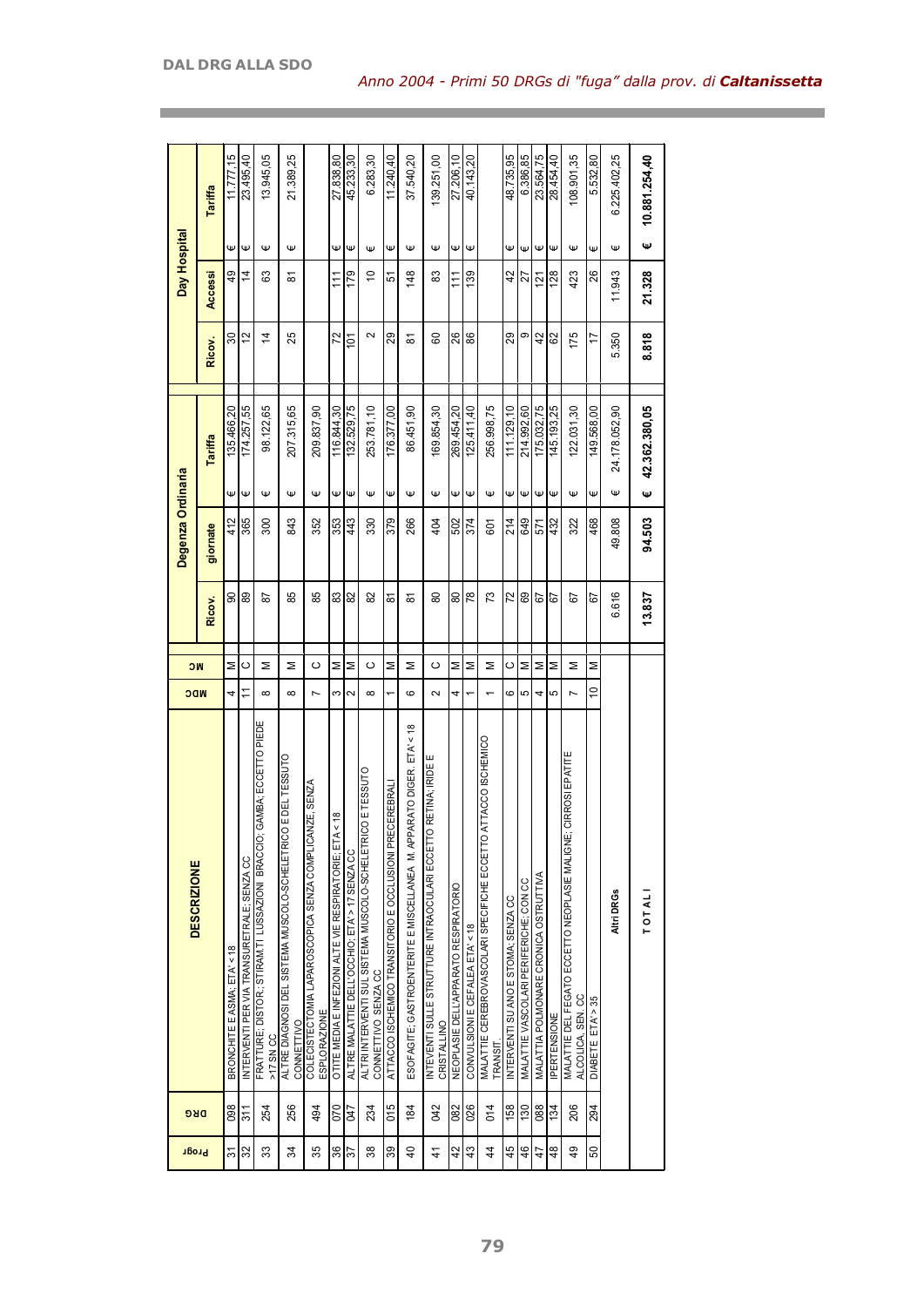*Anno 2004 - Primi 50 DRGs di "fuga" dalla prov. di **Caltanissetta***

| Progr | DRG | DESCRIZIONE | MDC | MC | Degenza Ordinaria | | | Day Hospital | | |
|---|---|---|---|---|---|---|---|---|---|---|
| | | | | | Ricov. | giornate | Tariffa | Ricov. | Accessi | Tariffa |
| 31 | 098 | BRONCHITE E ASMA, ETA' < 18 | 4 | M | 90 | 412 | € 135.466,20 | 30 | 49 | € 11.777,15 |
| 32 | 311 | INTERVENTI PER VIA TRANSURETRALE, SENZA CC | 11 | C | 89 | 365 | € 174.257,55 | 12 | 14 | € 23.495,40 |
| 33 | 254 | FRATTURE, DISTOR., STIRAM.TI LUSSAZIONI BRACCIO, GAMBA, ECCETTO PIEDE >17 SN CC | 8 | M | 87 | 300 | € 98.122,65 | 14 | 63 | € 13.945,05 |
| 34 | 256 | ALTRE DIAGNOSI DEL SISTEMA MUSCOLO-SCHELETRICO E DEL TESSUTO CONNETTIVO | 8 | M | 85 | 843 | € 207.315,65 | 25 | 81 | € 21.389,25 |
| 35 | 494 | COLECISTECTOMIA LAPAROSCOPICA SENZA COMPLICANZE, SENZA ESPLORAZIONE | 7 | C | 85 | 352 | € 209.837,90 | | | |
| 36 | 070 | OTITE MEDIA E INFEZIONI ALTE VIE RESPIRATORIE, ETA < 18 | 3 | M | 83 | 353 | € 116.844,30 | 72 | 111 | € 27.838,80 |
| 37 | 047 | ALTRE MALATTIE DELL'OCCHIO, ETA' > 17 SENZA CC | 2 | M | 82 | 443 | € 132.529,75 | 101 | 179 | € 45.233,30 |
| 38 | 234 | ALTRI INTERVENTI SUL SISTEMA MUSCOLO-SCHELETRICO E TESSUTO CONNETTIVO, SENZA CC | 8 | C | 82 | 330 | € 253.781,10 | 2 | 10 | € 6.283,30 |
| 39 | 015 | ATTACCO ISCHEMICO TRANSITORIO E OCCLUSIONI PRECEREBRALI | 1 | M | 81 | 379 | € 176.377,00 | 29 | 51 | € 11.240,40 |
| 40 | 184 | ESOFAGITE, GASTROENTERITE E MISCELLANEA M. APPARATO DIGER. ETA' < 18 | 6 | M | 81 | 266 | € 86.451,90 | 81 | 148 | € 37.540,20 |
| 41 | 042 | INTEVENTI SULLE STRUTTURE INTRAOCULARI ECCETTO RETINA, IRIDE E CRISTALLINO | 2 | C | 80 | 404 | € 169.854,30 | 60 | 83 | € 139.251,00 |
| 42 | 082 | NEOPLASIE DELL'APPARATO RESPIRATORIO | 4 | M | 80 | 502 | € 269.454,20 | 26 | 111 | € 27.206,10 |
| 43 | 026 | CONVULSIONI E CEFALEA ETA' < 18 | 1 | M | 78 | 374 | € 125.411,40 | 86 | 139 | € 40.143,20 |
| 44 | 014 | MALATTIE CEREBROVASCOLARI SPECIFICHE ECCETTO ATTACCO ISCHEMICO TRANSIT. | 1 | M | 73 | 601 | € 256.998,75 | | | |
| 45 | 158 | INTERVENTI SU ANO E STOMA, SENZA CC | 6 | C | 72 | 214 | € 111.129,10 | 29 | 42 | € 48.735,95 |
| 46 | 130 | MALATTIE VASCOLARI PERIFERICHE, CON CC | 5 | M | 69 | 649 | € 214.992,60 | 9 | 27 | € 6.386,85 |
| 47 | 088 | MALATTIA POLMONARE CRONICA OSTRUTTIVA | 4 | M | 67 | 571 | € 175.032,75 | 42 | 121 | € 23.564,75 |
| 48 | 134 | IPERTENSIONE | 5 | M | 67 | 432 | € 145.193,25 | 62 | 128 | € 28.454,40 |
| 49 | 206 | MALATTIE DEL FEGATO ECCETTO NEOPLASIE MALIGNE, CIRROSI EPATITE ALCOLICA, SEN. CC | 7 | M | 67 | 322 | € 122.031,30 | 175 | 423 | € 108.901,35 |
| 50 | 294 | DIABETE ETA' > 35 | 10 | M | 67 | 468 | € 149.568,00 | 17 | 26 | € 5.532,80 |
| | | **Altri DRGs** | | | 6.616 | 49.808 | € 24.178.052,90 | 5.350 | 11.943 | € 6.225.402,25 |
| | | **T O T A L I** | | | **13.837** | **94.503** | **€ 42.362.380,05** | **8.818** | **21.328** | **€ 10.881.254,40** |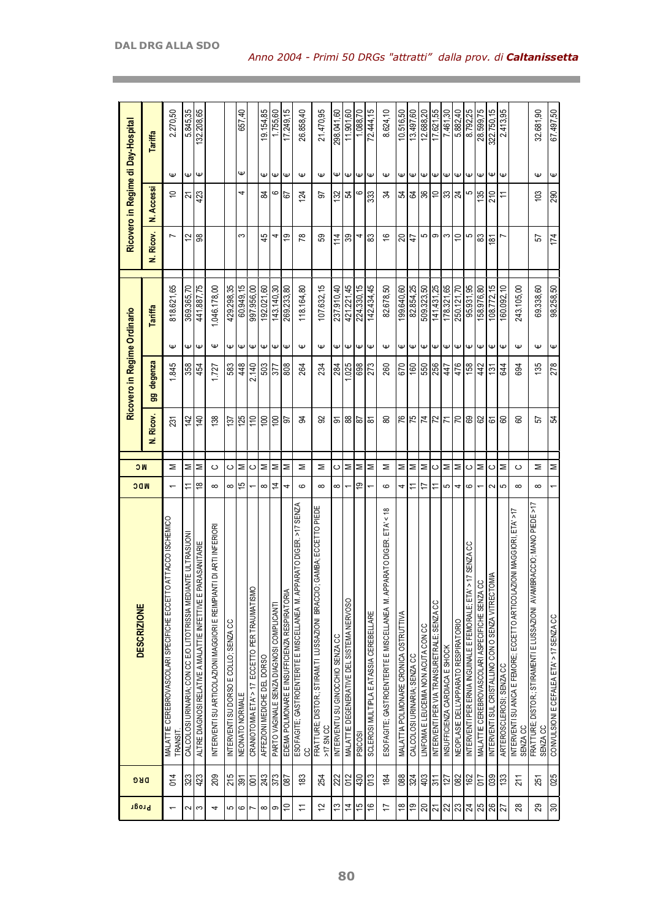## DAL DRG ALLA SDO

*Anno 2004 - Primi 50 DRGs "attratti" dalla prov. di **Caltanissetta***

| Progr | DRG | DESCRIZIONE | MDC | MC | Ricovero in Regime Ordinario | | | Ricovero in Regime di Day-Hospital | | |
|---|---|---|---|---|---|---|---|---|---|---|
| | | | | | N. Ricov. | gg degenza | Tariffa | N. Ricov. | N. Accessi | Tariffa |
| 1 | 014 | MALATTIE CEREBROVASCOLARI SPECIFICHE ECCETTO ATTACCO ISCHEMICO TRANSIT. | 1 | M | 231 | 1.845 | € 818.621,65 | 7 | 10 | € 2.270,50 |
| 2 | 323 | CALCOLOSI URINARIA; CON CC E/O LITOTRISSIA MEDIANTE ULTRASUONI | 11 | M | 142 | 358 | € 369.365,70 | 12 | 21 | € 5.845,35 |
| 3 | 423 | ALTRE DIAGNOSI RELATIVE A MALATTIE INFETTIVE E PARASSITARIE | 18 | M | 140 | 454 | € 441.887,75 | 98 | 423 | € 132.208,65 |
| 4 | 209 | INTERVENTI SU ARTICOLAZIONI MAGGIORI E REIMPIANTI DI ARTI INFERIORI | 8 | C | 138 | 1.727 | € 1.046.178,00 | | | |
| 5 | 215 | INTERVENTI SU DORSO E COLLO; SENZA CC | 8 | C | 137 | 583 | € 429.298,35 | | | |
| 6 | 391 | NEONATO NORMALE | 15 | M | 125 | 448 | € 60.949,15 | 3 | 4 | € 657,40 |
| 7 | 001 | CRANIOTOMIA ETA' > 17 ECCETTO PER TRAUMATISMO | 1 | C | 110 | 2.140 | € 997.956,00 | | | |
| 8 | 243 | AFFEZIONI MEDICHE DEL DORSO | 8 | M | 100 | 503 | € 192.021,60 | 45 | 84 | € 19.154,85 |
| 9 | 373 | PARTO VAGINALE SENZA DIAGNOSI COMPLICANTI | 14 | M | 100 | 377 | € 143.140,30 | 4 | 6 | € 1.755,60 |
| 10 | 087 | EDEMA POLMONARE E INSUFFICIENZA RESPIRATORIA | 4 | M | 97 | 808 | € 269.233,80 | 19 | 67 | € 17.249,15 |
| 11 | 183 | ESOFAGITE; GASTROENTERITE E MISCELLANEA M. APPARATO DIGER. >17 SENZA CC | 6 | M | 94 | 264 | € 118.164,80 | 78 | 124 | € 26.858,40 |
| 12 | 254 | FRATTURE; DISTOR.; STIRAM.TI LUSSAZIONI BRACCIO; GAMBA; ECCETTO PIEDE >17 SN CC | 8 | M | 92 | 234 | € 107.632,15 | 59 | 97 | € 21.470,95 |
| 13 | 222 | INTERVENTI SU GINOCCHIO SENZA CC | 8 | C | 91 | 284 | € 237.910,40 | 114 | 132 | € 298.041,60 |
| 14 | 012 | MALATTIE DEGENERATIVE DEL SISTEMA NERVOSO | 1 | M | 88 | 1.025 | € 421.221,45 | 39 | 54 | € 11.901,60 |
| 15 | 430 | PSICOSI | 19 | M | 87 | 698 | € 224.330,15 | 4 | 6 | € 1.088,70 |
| 16 | 013 | SCLEROSI MULTIPLA E ATASSIA CEREBELLARE | 1 | M | 81 | 273 | € 142.434,45 | 83 | 333 | € 72.444,15 |
| 17 | 184 | ESOFAGITE; GASTROENTERITE E MISCELLANEA M. APPARATO DIGER. ETA' < 18 | 6 | M | 80 | 260 | € 82.678,50 | 16 | 34 | € 8.624,10 |
| 18 | 088 | MALATTIA POLMONARE CRONICA OSTRUTTIVA | 4 | M | 76 | 670 | € 199.640,60 | 20 | 54 | € 10.516,50 |
| 19 | 324 | CALCOLOSI URINARIA; SENZA CC | 11 | M | 75 | 160 | € 82.854,25 | 47 | 64 | € 13.497,60 |
| 20 | 403 | LINFOMA E LEUCEMIA NON ACUTA CON CC | 17 | M | 74 | 550 | € 509.323,50 | 5 | 36 | € 12.688,20 |
| 21 | 311 | INTERVENTI PER VIA TRANSURETRALE; SENZA CC | 11 | C | 72 | 256 | € 141.431,25 | 9 | 10 | € 17.621,55 |
| 22 | 127 | INSUFFICIENZA CARDIACA E SHOCK | 5 | M | 71 | 447 | € 178.321,65 | 3 | 33 | € 7.461,30 |
| 23 | 082 | NEOPLASIE DELL'APPARATO RESPIRATORIO | 4 | M | 70 | 476 | € 250.121,70 | 10 | 24 | € 5.882,40 |
| 24 | 162 | INTERVENTI PER ERNIA INGUINALE E FEMORALE; ETA' > 17 SENZA CC | 6 | C | 69 | 158 | € 95.931,95 | 5 | 5 | € 8.792,25 |
| 25 | 017 | MALATTIE CEREBROVASCOLARI ASPECIFICHE SENZA CC | 1 | M | 62 | 442 | € 158.976,80 | 83 | 135 | € 28.599,75 |
| 26 | 039 | INTERVENTI SUL CRISTALLINO CON O SENZA VITRECTOMIA | 2 | C | 61 | 131 | € 108.772,15 | 181 | 210 | € 322.750,15 |
| 27 | 133 | ARTEROSCLEROSI; SENZA CC | 5 | M | 60 | 644 | € 160.092,10 | 7 | 11 | € 2.413,95 |
| 28 | 211 | INTERVENTI SU ANCA E FEMORE; ECCETTO ARTICOLAZIONI MAGGIORI, ETA' >17 SENZA CC | 8 | C | 60 | 694 | € 243.105,00 | | | |
| 29 | 251 | FRATTURE; DISTOR.; STIRAMENTI E LUSSAZIONI AVAMBRACCIO; MANO PIEDE >17 SENZA CC | 8 | M | 57 | 135 | € 69.338,60 | 57 | 103 | € 32.681,90 |
| 30 | 025 | CONVULSIONI E CEFALEA ETA' > 17 SENZA CC | 1 | M | 54 | 278 | € 98.258,50 | 174 | 290 | € 67.497,50 |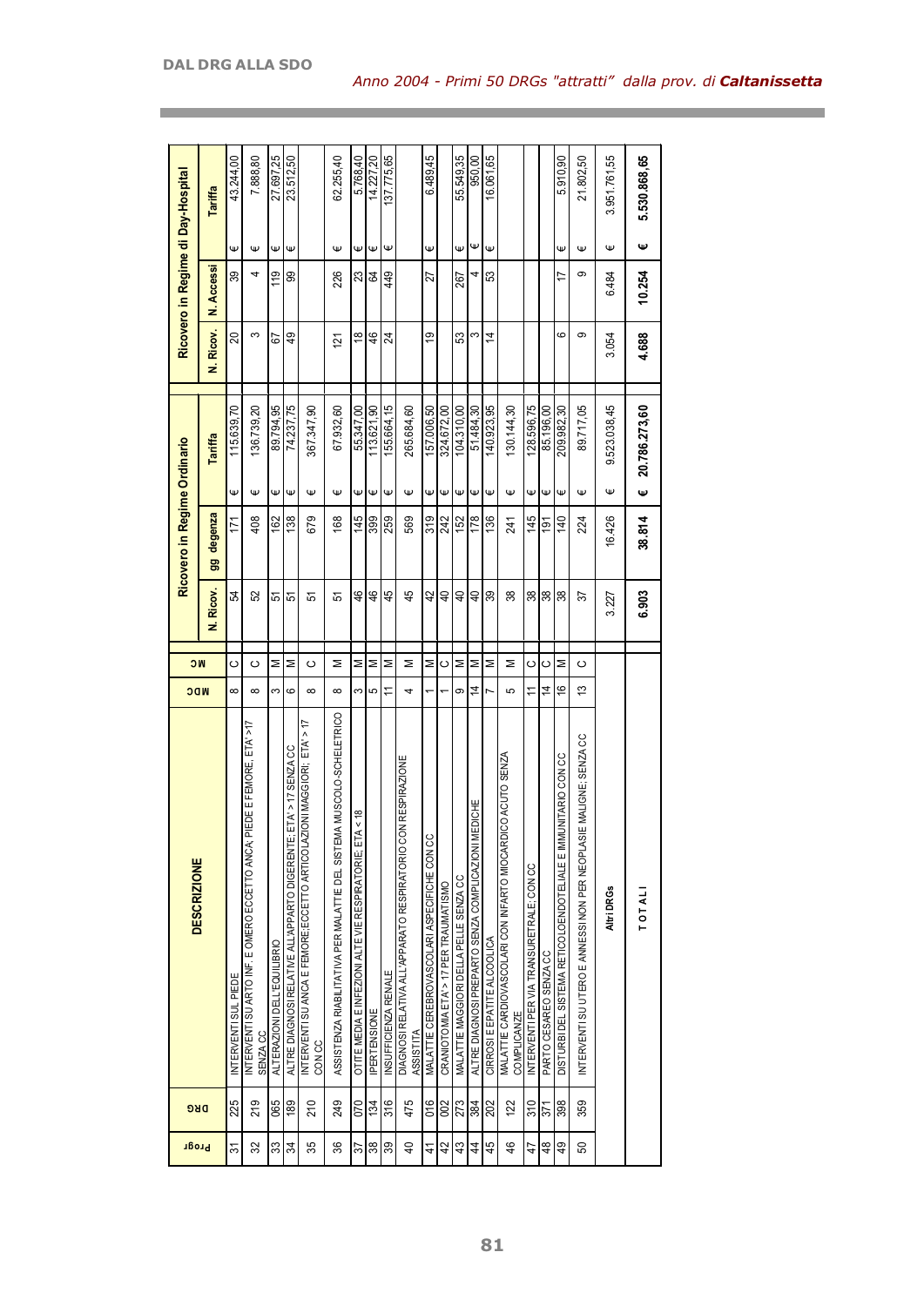DAL DRG ALLA SDO

*Anno 2004 - Primi 50 DRGs "attratti" dalla prov. di **Caltanissetta***

| Progr | DRG | DESCRIZIONE | MDC | M C | Ricovero in Regime Ordinario | | | Ricovero in Regime di Day-Hospital | | |
|---|---|---|---|---|---|---|---|---|---|---|
| | | | | | N. Ricov. | gg degenza | Tariffa | N. Ricov. | N. Accessi | Tariffa |
| 31 | 225 | INTERVENTI SUL PIEDE | 8 | C | 54 | 171 | € 115.639,70 | 20 | 39 | € 43.244,00 |
| 32 | 219 | INTERVENTI SU ARTO INF. E OMERO ECCETTO ANCA, PIEDE E FEMORE, ETA' >17 SENZA CC | 8 | C | 52 | 408 | € 136.739,20 | 3 | 4 | € 7.888,80 |
| 33 | 065 | ALTERAZIONI DELL'EQUILIBRIO | 3 | M | 51 | 162 | € 89.794,95 | 67 | 119 | € 27.697,25 |
| 34 | 189 | ALTRE DIAGNOSI RELATIVE ALL'APPARATO DIGERENTE; ETA' > 17 SENZA CC | 6 | M | 51 | 138 | € 74.237,75 | 49 | 99 | € 23.512,50 |
| 35 | 210 | INTERVENTI SU ANCA E FEMORE,ECCETTO ARTICOLAZIONI MAGGIORI; ETA' > 17 CON CC | 8 | C | 51 | 679 | € 367.347,90 | | | |
| 36 | 249 | ASSISTENZA RIABILITATIVA PER MALATTIE DEL SISTEMA MUSCOLO-SCHELETRICO | 8 | M | 51 | 168 | € 67.932,60 | 121 | 226 | € 62.255,40 |
| 37 | 070 | OTITE MEDIA E INFEZIONI ALTE VIE RESPIRATORIE; ETA < 18 | 3 | M | 46 | 145 | € 55.347,00 | 18 | 23 | € 5.768,40 |
| 38 | 134 | IPERTENSIONE | 5 | M | 46 | 399 | € 113.621,90 | 46 | 64 | € 14.227,20 |
| 39 | 316 | INSUFFICIENZA RENALE | 11 | M | 45 | 259 | € 155.664,15 | 24 | 449 | € 137.775,65 |
| 40 | 475 | DIAGNOSI RELATIVA ALL'APPARATO RESPIRATORIO CON RESPIRAZIONE ASSISTITA | 4 | M | 45 | 569 | € 265.684,60 | | | |
| 41 | 016 | MALATTIE CEREBROVASCOLARI ASPECIFICHE CON CC | 1 | M | 42 | 319 | € 157.006,50 | 19 | 27 | € 6.489,45 |
| 42 | 002 | CRANIOTOMIA ETA' > 17 PER TRAUMATISMO | 1 | C | 40 | 242 | € 324.672,00 | | | |
| 43 | 273 | MALATTIE MAGGIORI DELLA PELLE SENZA CC | 9 | M | 40 | 152 | € 104.310,00 | 53 | 267 | € 55.549,35 |
| 44 | 384 | ALTRE DIAGNOSI PREPARTO SENZA COMPLICAZIONI MEDICHE | 14 | M | 40 | 178 | € 51.484,30 | 3 | 4 | € 950,00 |
| 45 | 202 | CIRROSI E EPATITE ALCOOLICA | 7 | M | 39 | 136 | € 140.923,95 | 14 | 53 | € 16.061,65 |
| 46 | 122 | MALATTIE CARDIOVASCOLARI CON INFARTO MIOCARDICO ACUTO SENZA COMPLICANZE | 5 | M | 38 | 241 | € 130.144,30 | | | |
| 47 | 310 | INTERVENTI PER VIA TRANSURETRALE; CON CC | 11 | C | 38 | 145 | € 128.596,75 | | | |
| 48 | 371 | PARTO CESAREO SENZA CC | 14 | C | 38 | 191 | € 85.196,00 | | | |
| 49 | 398 | DISTURBI DEL SISTEMA RETICOLOENDOTELIALE E IMMUNITARIO CON CC | 16 | M | 38 | 140 | € 209.982,30 | 6 | 17 | € 5.910,90 |
| 50 | 359 | INTERVENTI SU UTERO E ANNESSI NON PER NEOPLASIE MALIGNE; SENZA CC | 13 | C | 37 | 224 | € 89.717,05 | 9 | 9 | € 21.802,50 |
| | | Altri DRGs | | | 3.227 | 16.426 | € 9.523.038,45 | 3.054 | 6.484 | € 3.951.761,55 |
| | | **T O T A L I** | | | **6.903** | **38.814** | **€ 20.786.273,60** | **4.688** | **10.254** | **€ 5.530.868,65** |